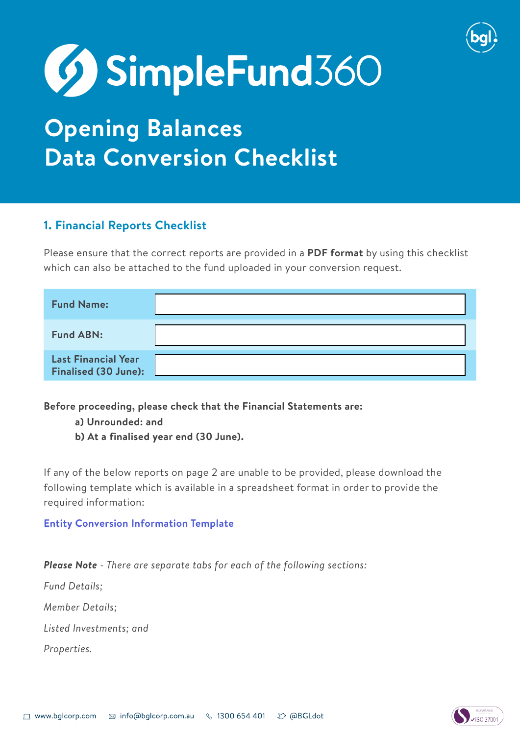# SimpleFund360

# Opening Balances Data Conversion Checklist

## 1. Financial Reports Checklist

Please ensure that the correct reports are provided in a **PDF format** by using this checklist which can also be attached to the fund uploaded in your conversion request.

| | |
|---|---|
| **Fund Name:** | |
| **Fund ABN:** | |
| **Last Financial Year Finalised (30 June):** | |

**Before proceeding, please check that the Financial Statements are:**

**a) Unrounded: and**

**b) At a finalised year end (30 June).**

If any of the below reports on page 2 are unable to be provided, please download the following template which is available in a spreadsheet format in order to provide the required information:

Entity Conversion Information Template

***Please Note*** *- There are separate tabs for each of the following sections:*

*Fund Details;*

*Member Details;*

*Listed Investments; and*

*Properties.*

www.bglcorp.com | info@bglcorp.com.au | 1300 654 401 | @BGLdot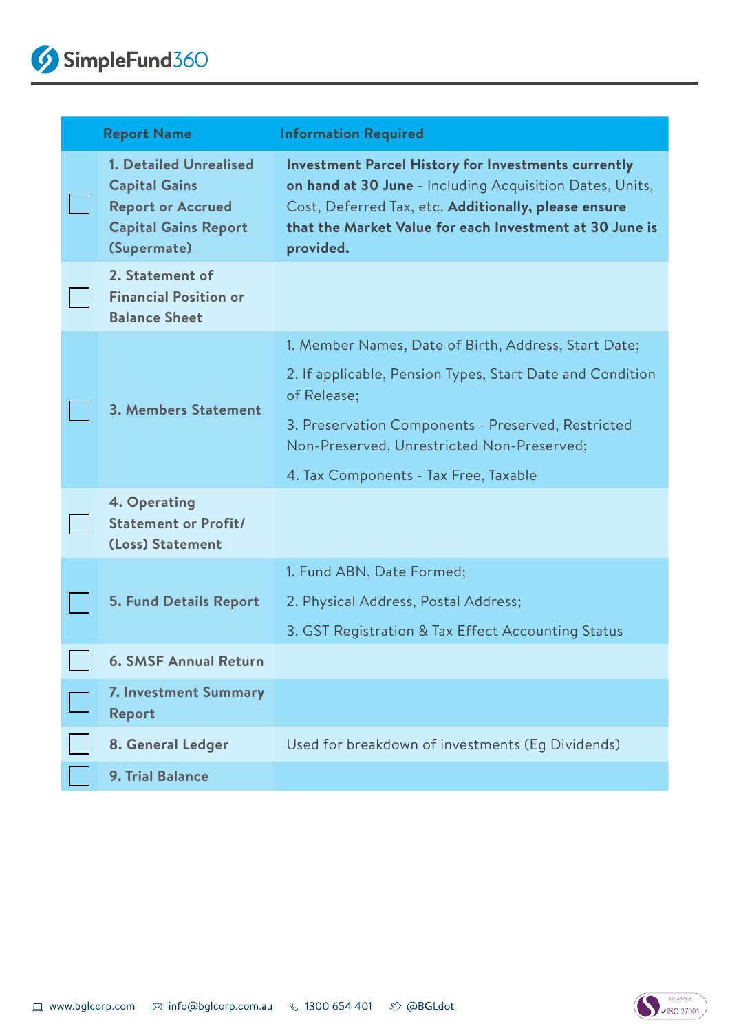| | Report Name | Information Required |
|---|---|---|
| ☐ | **1. Detailed Unrealised Capital Gains Report or Accrued Capital Gains Report (Supermate)** | **Investment Parcel History for Investments currently on hand at 30 June** - Including Acquisition Dates, Units, Cost, Deferred Tax, etc. **Additionally, please ensure that the Market Value for each Investment at 30 June is provided.** |
| ☐ | **2. Statement of Financial Position or Balance Sheet** | |
| ☐ | **3. Members Statement** | 1. Member Names, Date of Birth, Address, Start Date;<br>2. If applicable, Pension Types, Start Date and Condition of Release;<br>3. Preservation Components - Preserved, Restricted Non-Preserved, Unrestricted Non-Preserved;<br>4. Tax Components - Tax Free, Taxable |
| ☐ | **4. Operating Statement or Profit/(Loss) Statement** | |
| ☐ | **5. Fund Details Report** | 1. Fund ABN, Date Formed;<br>2. Physical Address, Postal Address;<br>3. GST Registration & Tax Effect Accounting Status |
| ☐ | **6. SMSF Annual Return** | |
| ☐ | **7. Investment Summary Report** | |
| ☐ | **8. General Ledger** | Used for breakdown of investments (Eg Dividends) |
| ☐ | **9. Trial Balance** | |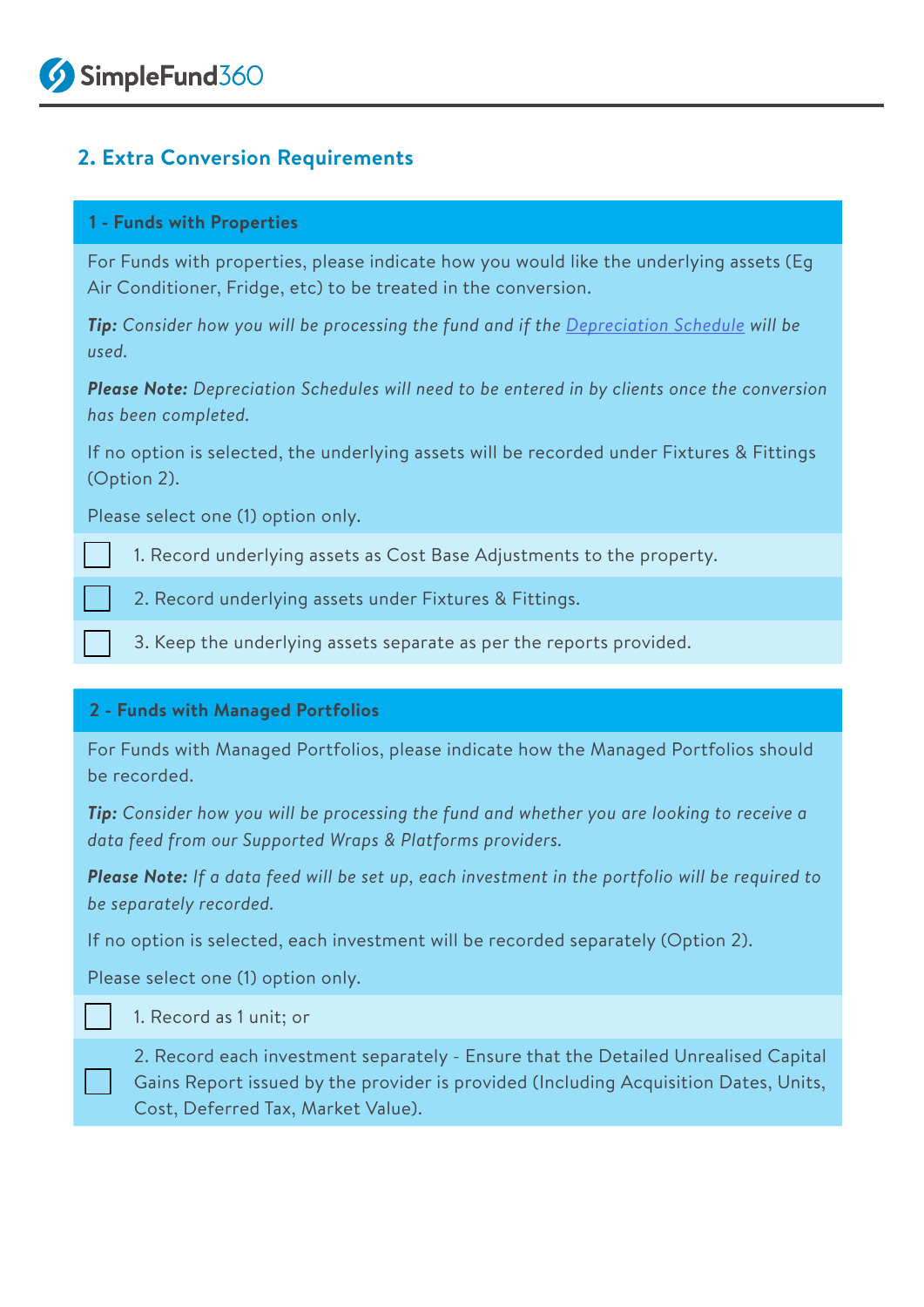## 2. Extra Conversion Requirements

### 1 - Funds with Properties

For Funds with properties, please indicate how you would like the underlying assets (Eg Air Conditioner, Fridge, etc) to be treated in the conversion.

***Tip:*** *Consider how you will be processing the fund and if the [Depreciation Schedule]() will be used.*

***Please Note:*** *Depreciation Schedules will need to be entered in by clients once the conversion has been completed.*

If no option is selected, the underlying assets will be recorded under Fixtures & Fittings (Option 2).

Please select one (1) option only.

- [ ] 1. Record underlying assets as Cost Base Adjustments to the property.
- [ ] 2. Record underlying assets under Fixtures & Fittings.
- [ ] 3. Keep the underlying assets separate as per the reports provided.

### 2 - Funds with Managed Portfolios

For Funds with Managed Portfolios, please indicate how the Managed Portfolios should be recorded.

***Tip:*** *Consider how you will be processing the fund and whether you are looking to receive a data feed from our Supported Wraps & Platforms providers.*

***Please Note:*** *If a data feed will be set up, each investment in the portfolio will be required to be separately recorded.*

If no option is selected, each investment will be recorded separately (Option 2).

Please select one (1) option only.

- [ ] 1. Record as 1 unit; or
- [ ] 2. Record each investment separately - Ensure that the Detailed Unrealised Capital Gains Report issued by the provider is provided (Including Acquisition Dates, Units, Cost, Deferred Tax, Market Value).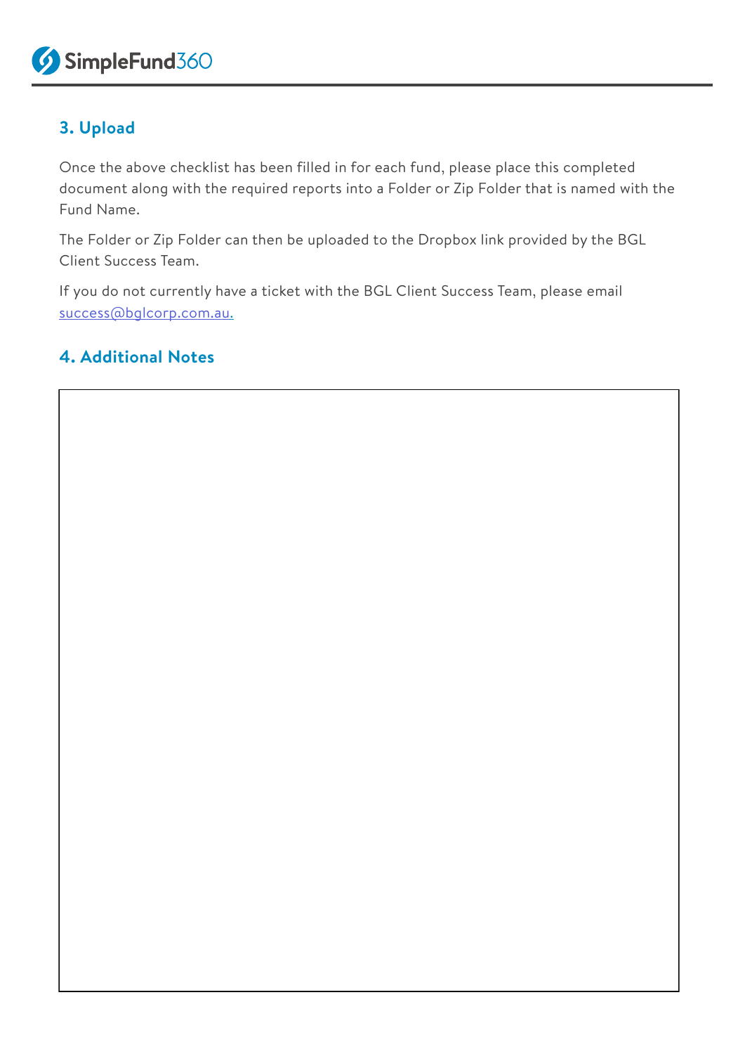## 3. Upload

Once the above checklist has been filled in for each fund, please place this completed document along with the required reports into a Folder or Zip Folder that is named with the Fund Name.

The Folder or Zip Folder can then be uploaded to the Dropbox link provided by the BGL Client Success Team.

If you do not currently have a ticket with the BGL Client Success Team, please email [success@bglcorp.com.au.](mailto:success@bglcorp.com.au)

## 4. Additional Notes